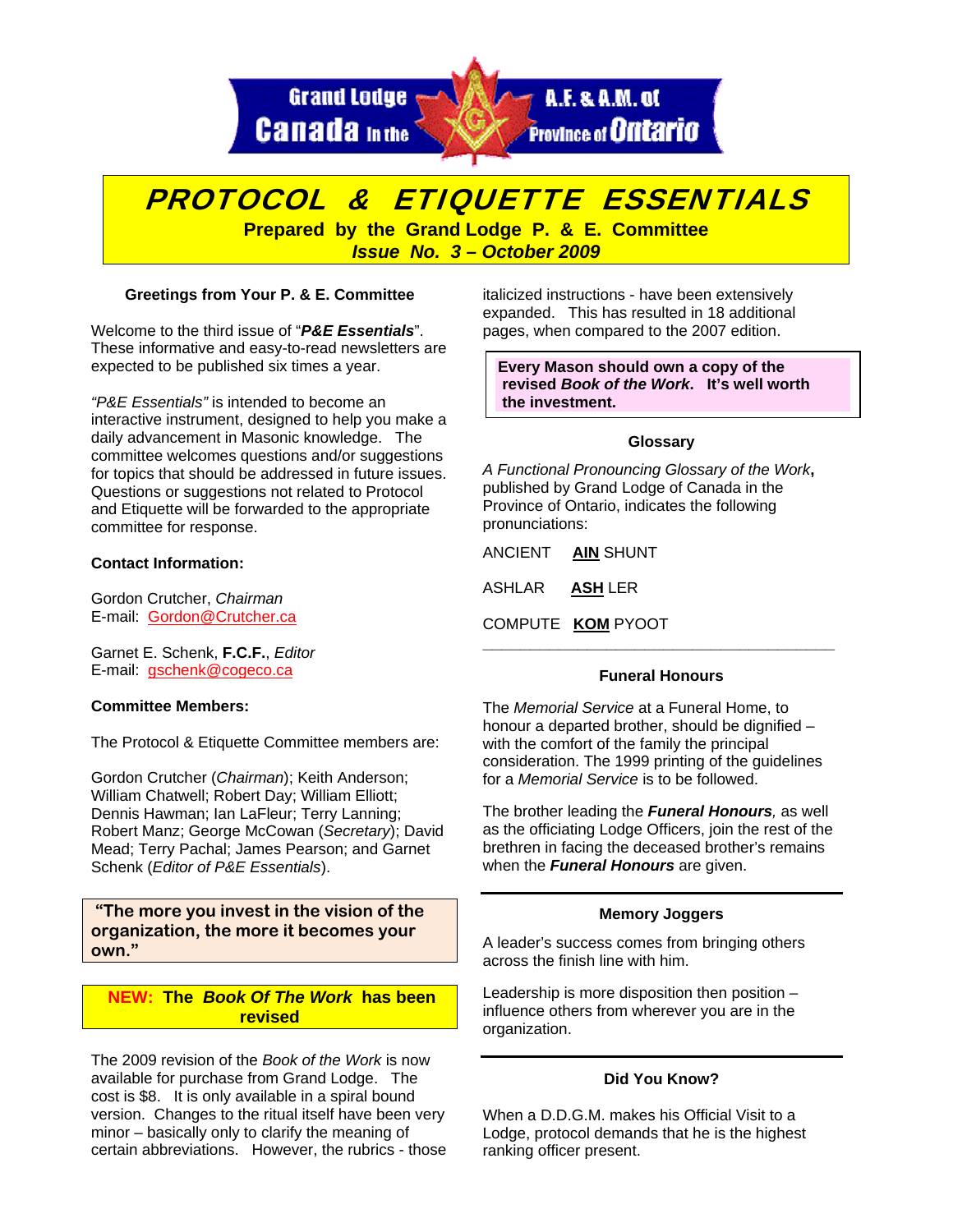Grand Lodge A.F. & A.M. of Canada In the Province of Ontario

# PROTOCOL & ETIQUETTE ESSENTIALS

**Prepared by the Grand Lodge P. & E. Committee**

***Issue No. 3 – October 2009***

### Greetings from Your P. & E. Committee

Welcome to the third issue of "***P&E Essentials***". These informative and easy-to-read newsletters are expected to be published six times a year.

*"P&E Essentials"* is intended to become an interactive instrument, designed to help you make a daily advancement in Masonic knowledge. The committee welcomes questions and/or suggestions for topics that should be addressed in future issues. Questions or suggestions not related to Protocol and Etiquette will be forwarded to the appropriate committee for response.

**Contact Information:**

Gordon Crutcher, *Chairman*
E-mail: Gordon@Crutcher.ca

Garnet E. Schenk, **F.C.F.**, *Editor*
E-mail: gschenk@cogeco.ca

**Committee Members:**

The Protocol & Etiquette Committee members are:

Gordon Crutcher (*Chairman*); Keith Anderson; William Chatwell; Robert Day; William Elliott; Dennis Hawman; Ian LaFleur; Terry Lanning; Robert Manz; George McCowan (*Secretary*); David Mead; Terry Pachal; James Pearson; and Garnet Schenk (*Editor of P&E Essentials*).

> **"The more you invest in the vision of the organization, the more it becomes your own."**

### NEW: The *Book Of The Work* has been revised

The 2009 revision of the *Book of the Work* is now available for purchase from Grand Lodge. The cost is $8. It is only available in a spiral bound version. Changes to the ritual itself have been very minor – basically only to clarify the meaning of certain abbreviations. However, the rubrics - those italicized instructions - have been extensively expanded. This has resulted in 18 additional pages, when compared to the 2007 edition.

> **Every Mason should own a copy of the revised *Book of the Work*. It's well worth the investment.**

### Glossary

*A Functional Pronouncing Glossary of the Work*, published by Grand Lodge of Canada in the Province of Ontario, indicates the following pronunciations:

ANCIENT **AIN** SHUNT

ASHLAR **ASH** LER

COMPUTE **KOM** PYOOT

---

### Funeral Honours

The *Memorial Service* at a Funeral Home, to honour a departed brother, should be dignified – with the comfort of the family the principal consideration. The 1999 printing of the guidelines for a *Memorial Service* is to be followed.

The brother leading the ***Funeral Honours****,* as well as the officiating Lodge Officers, join the rest of the brethren in facing the deceased brother's remains when the ***Funeral Honours*** are given.

---

### Memory Joggers

A leader's success comes from bringing others across the finish line with him.

Leadership is more disposition then position – influence others from wherever you are in the organization.

---

### Did You Know?

When a D.D.G.M. makes his Official Visit to a Lodge, protocol demands that he is the highest ranking officer present.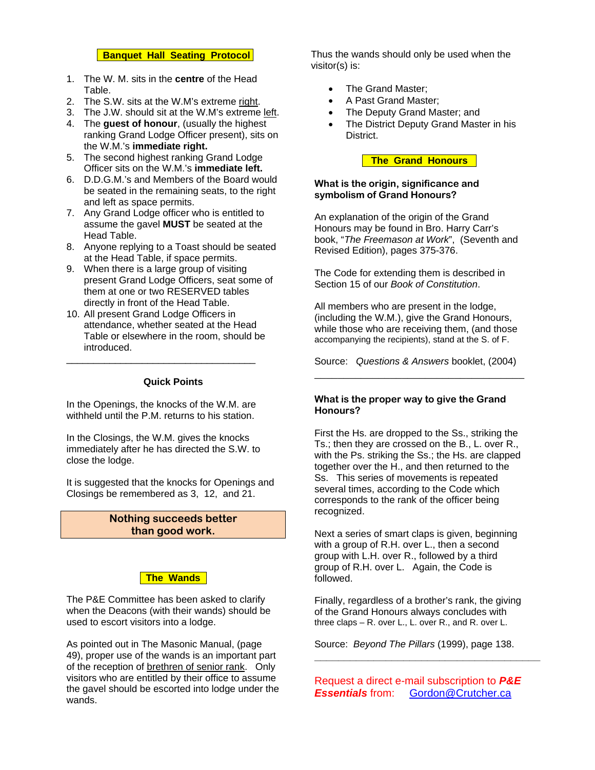## Banquet Hall Seating Protocol

1. The W. M. sits in the **centre** of the Head Table.
2. The S.W. sits at the W.M's extreme right.
3. The J.W. should sit at the W.M's extreme left.
4. The **guest of honour**, (usually the highest ranking Grand Lodge Officer present), sits on the W.M.'s **immediate right.**
5. The second highest ranking Grand Lodge Officer sits on the W.M.'s **immediate left.**
6. D.D.G.M.'s and Members of the Board would be seated in the remaining seats, to the right and left as space permits.
7. Any Grand Lodge officer who is entitled to assume the gavel **MUST** be seated at the Head Table.
8. Anyone replying to a Toast should be seated at the Head Table, if space permits.
9. When there is a large group of visiting present Grand Lodge Officers, seat some of them at one or two RESERVED tables directly in front of the Head Table.
10. All present Grand Lodge Officers in attendance, whether seated at the Head Table or elsewhere in the room, should be introduced.

---

### Quick Points

In the Openings, the knocks of the W.M. are withheld until the P.M. returns to his station.

In the Closings, the W.M. gives the knocks immediately after he has directed the S.W. to close the lodge.

It is suggested that the knocks for Openings and Closings be remembered as 3, 12, and 21.

**Nothing succeeds better than good work.**

## The Wands

The P&E Committee has been asked to clarify when the Deacons (with their wands) should be used to escort visitors into a lodge.

As pointed out in The Masonic Manual, (page 49), proper use of the wands is an important part of the reception of brethren of senior rank. Only visitors who are entitled by their office to assume the gavel should be escorted into lodge under the wands.

Thus the wands should only be used when the visitor(s) is:

- The Grand Master;
- A Past Grand Master;
- The Deputy Grand Master; and
- The District Deputy Grand Master in his District.

## The Grand Honours

### What is the origin, significance and symbolism of Grand Honours?

An explanation of the origin of the Grand Honours may be found in Bro. Harry Carr's book, "*The Freemason at Work*", (Seventh and Revised Edition), pages 375-376.

The Code for extending them is described in Section 15 of our *Book of Constitution*.

All members who are present in the lodge, (including the W.M.), give the Grand Honours, while those who are receiving them, (and those accompanying the recipients), stand at the S. of F.

Source: *Questions & Answers* booklet, (2004)

---

### What is the proper way to give the Grand Honours?

First the Hs. are dropped to the Ss., striking the Ts.; then they are crossed on the B., L. over R., with the Ps. striking the Ss.; the Hs. are clapped together over the H., and then returned to the Ss. This series of movements is repeated several times, according to the Code which corresponds to the rank of the officer being recognized.

Next a series of smart claps is given, beginning with a group of R.H. over L., then a second group with L.H. over R., followed by a third group of R.H. over L. Again, the Code is followed.

Finally, regardless of a brother's rank, the giving of the Grand Honours always concludes with three claps – R. over L., L. over R., and R. over L.

Source: *Beyond The Pillars* (1999), page 138.

---

Request a direct e-mail subscription to ***P&E Essentials*** from: Gordon@Crutcher.ca